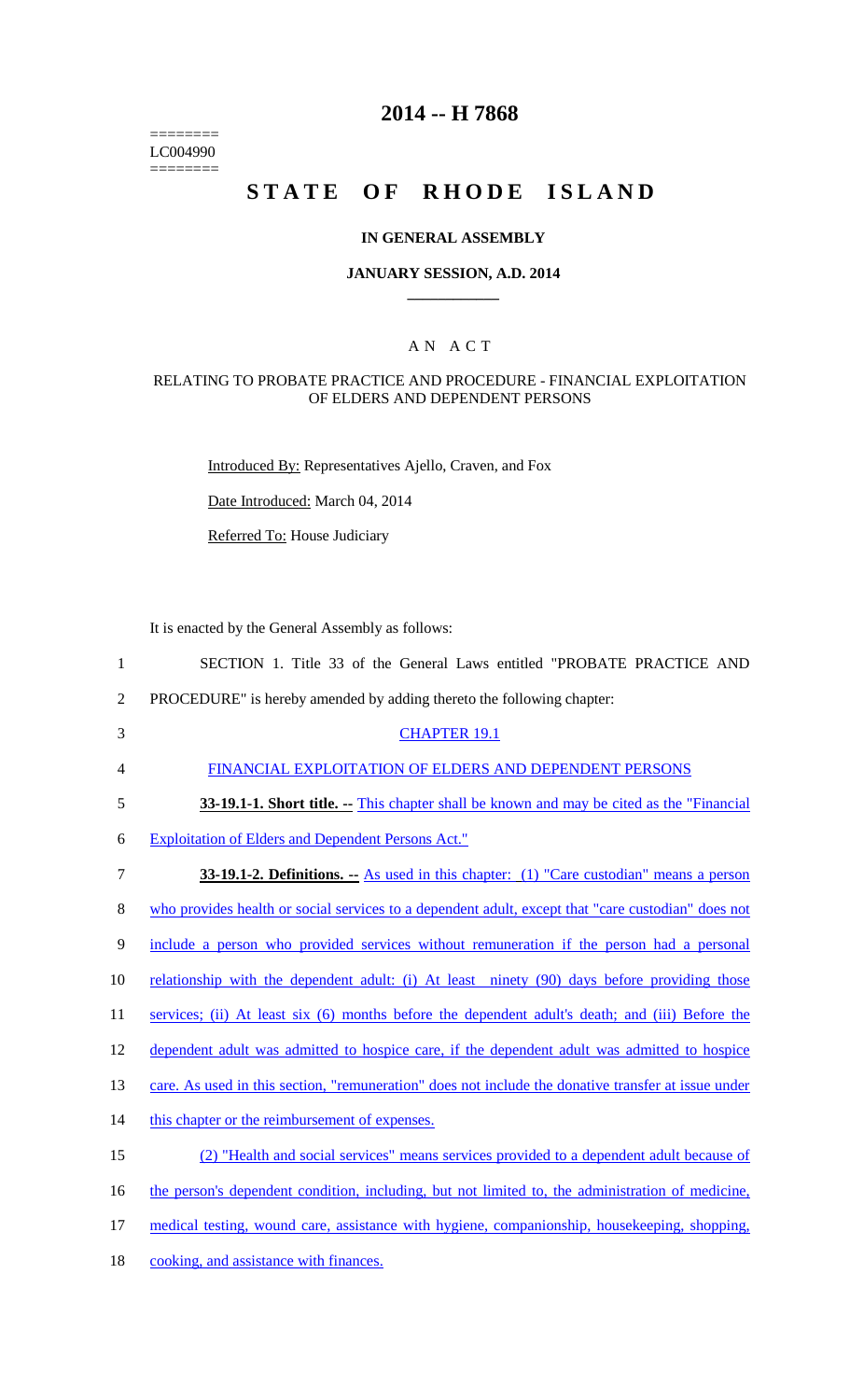========
LC004990
========

# 2014 -- H 7868

# STATE OF RHODE ISLAND

## IN GENERAL ASSEMBLY

### JANUARY SESSION, A.D. 2014

## A N A C T

### RELATING TO PROBATE PRACTICE AND PROCEDURE - FINANCIAL EXPLOITATION OF ELDERS AND DEPENDENT PERSONS

Introduced By: Representatives Ajello, Craven, and Fox

Date Introduced: March 04, 2014

Referred To: House Judiciary

It is enacted by the General Assembly as follows:

1 SECTION 1. Title 33 of the General Laws entitled "PROBATE PRACTICE AND
2 PROCEDURE" is hereby amended by adding thereto the following chapter:

3 CHAPTER 19.1

4 FINANCIAL EXPLOITATION OF ELDERS AND DEPENDENT PERSONS

5 **33-19.1-1. Short title. --** This chapter shall be known and may be cited as the "Financial
6 Exploitation of Elders and Dependent Persons Act."

7 **33-19.1-2. Definitions. --** As used in this chapter: (1) "Care custodian" means a person
8 who provides health or social services to a dependent adult, except that "care custodian" does not
9 include a person who provided services without remuneration if the person had a personal
10 relationship with the dependent adult: (i) At least ninety (90) days before providing those
11 services; (ii) At least six (6) months before the dependent adult's death; and (iii) Before the
12 dependent adult was admitted to hospice care, if the dependent adult was admitted to hospice
13 care. As used in this section, "remuneration" does not include the donative transfer at issue under
14 this chapter or the reimbursement of expenses.

15 (2) "Health and social services" means services provided to a dependent adult because of
16 the person's dependent condition, including, but not limited to, the administration of medicine,
17 medical testing, wound care, assistance with hygiene, companionship, housekeeping, shopping,
18 cooking, and assistance with finances.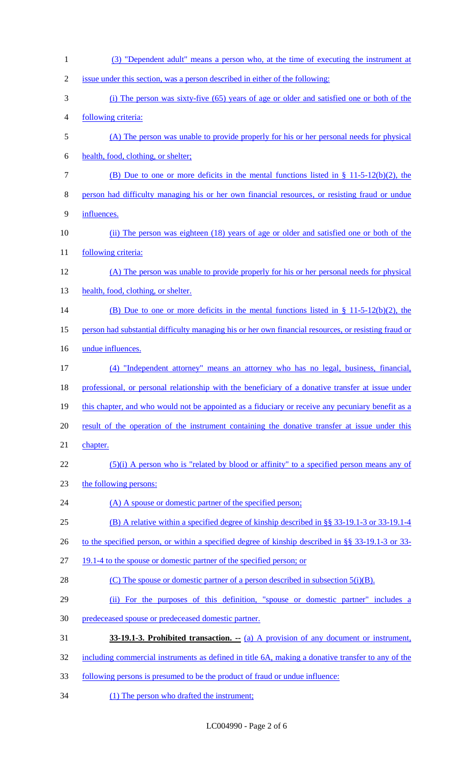(3) "Dependent adult" means a person who, at the time of executing the instrument at issue under this section, was a person described in either of the following:

(i) The person was sixty-five (65) years of age or older and satisfied one or both of the following criteria:

(A) The person was unable to provide properly for his or her personal needs for physical health, food, clothing, or shelter;

(B) Due to one or more deficits in the mental functions listed in § 11-5-12(b)(2), the person had difficulty managing his or her own financial resources, or resisting fraud or undue influences.

(ii) The person was eighteen (18) years of age or older and satisfied one or both of the following criteria:

(A) The person was unable to provide properly for his or her personal needs for physical health, food, clothing, or shelter.

(B) Due to one or more deficits in the mental functions listed in § 11-5-12(b)(2), the person had substantial difficulty managing his or her own financial resources, or resisting fraud or undue influences.

(4) "Independent attorney" means an attorney who has no legal, business, financial, professional, or personal relationship with the beneficiary of a donative transfer at issue under this chapter, and who would not be appointed as a fiduciary or receive any pecuniary benefit as a result of the operation of the instrument containing the donative transfer at issue under this chapter.

(5)(i) A person who is "related by blood or affinity" to a specified person means any of the following persons:

(A) A spouse or domestic partner of the specified person;

(B) A relative within a specified degree of kinship described in §§ 33-19.1-3 or 33-19.1-4 to the specified person, or within a specified degree of kinship described in §§ 33-19.1-3 or 33-19.1-4 to the spouse or domestic partner of the specified person; or

(C) The spouse or domestic partner of a person described in subsection 5(i)(B).

(ii) For the purposes of this definition, "spouse or domestic partner" includes a predeceased spouse or predeceased domestic partner.

**33-19.1-3. Prohibited transaction. --** (a) A provision of any document or instrument, including commercial instruments as defined in title 6A, making a donative transfer to any of the following persons is presumed to be the product of fraud or undue influence:

(1) The person who drafted the instrument;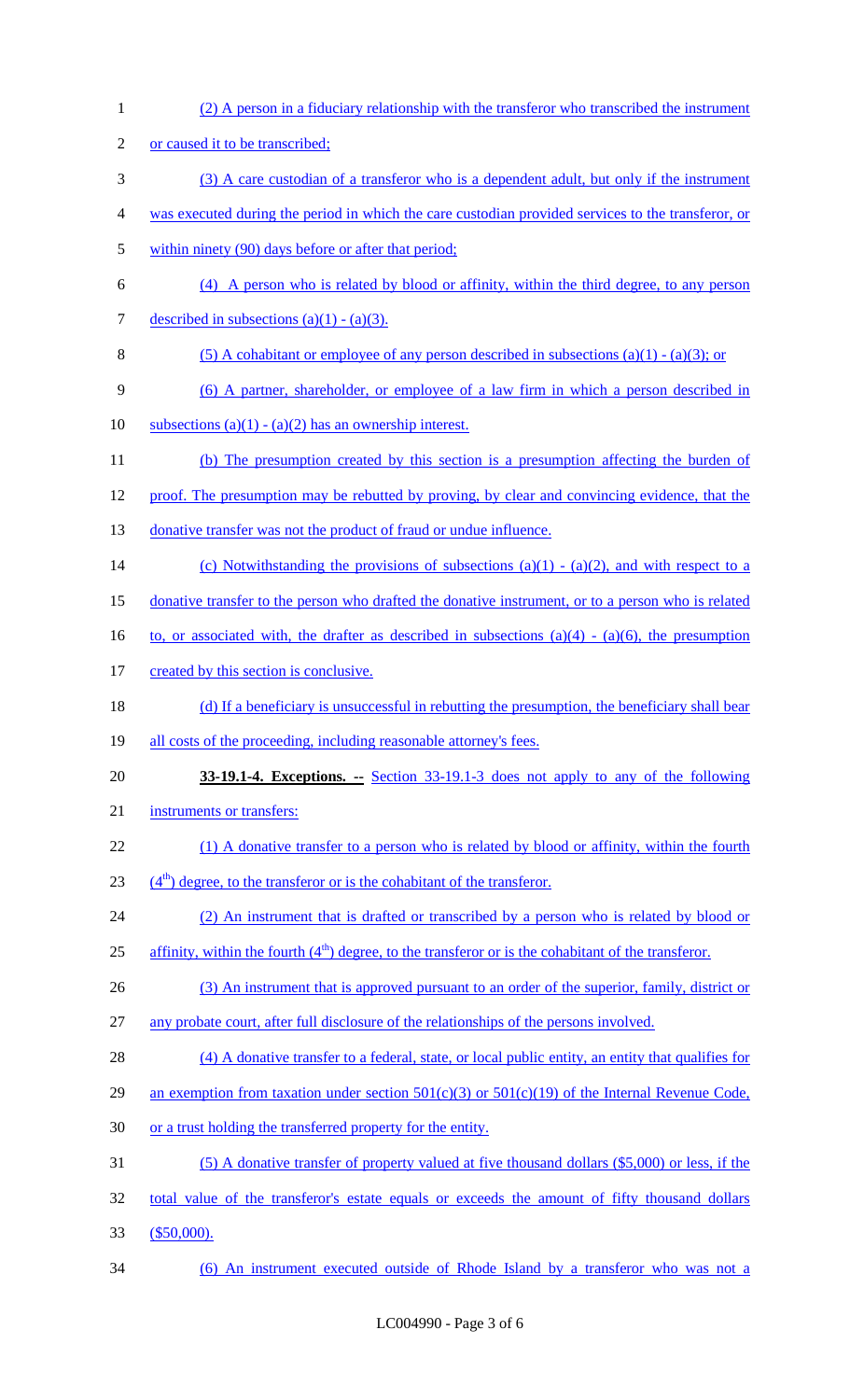(2) A person in a fiduciary relationship with the transferor who transcribed the instrument or caused it to be transcribed;

(3) A care custodian of a transferor who is a dependent adult, but only if the instrument was executed during the period in which the care custodian provided services to the transferor, or within ninety (90) days before or after that period;

(4) A person who is related by blood or affinity, within the third degree, to any person described in subsections (a)(1) - (a)(3).

(5) A cohabitant or employee of any person described in subsections (a)(1) - (a)(3); or

(6) A partner, shareholder, or employee of a law firm in which a person described in subsections (a)(1) - (a)(2) has an ownership interest.

(b) The presumption created by this section is a presumption affecting the burden of proof. The presumption may be rebutted by proving, by clear and convincing evidence, that the donative transfer was not the product of fraud or undue influence.

(c) Notwithstanding the provisions of subsections (a)(1) - (a)(2), and with respect to a donative transfer to the person who drafted the donative instrument, or to a person who is related to, or associated with, the drafter as described in subsections (a)(4) - (a)(6), the presumption created by this section is conclusive.

(d) If a beneficiary is unsuccessful in rebutting the presumption, the beneficiary shall bear all costs of the proceeding, including reasonable attorney's fees.

**33-19.1-4. Exceptions. --** Section 33-19.1-3 does not apply to any of the following instruments or transfers:

(1) A donative transfer to a person who is related by blood or affinity, within the fourth (4th) degree, to the transferor or is the cohabitant of the transferor.

(2) An instrument that is drafted or transcribed by a person who is related by blood or affinity, within the fourth (4th) degree, to the transferor or is the cohabitant of the transferor.

(3) An instrument that is approved pursuant to an order of the superior, family, district or any probate court, after full disclosure of the relationships of the persons involved.

(4) A donative transfer to a federal, state, or local public entity, an entity that qualifies for an exemption from taxation under section 501(c)(3) or 501(c)(19) of the Internal Revenue Code, or a trust holding the transferred property for the entity.

(5) A donative transfer of property valued at five thousand dollars ($5,000) or less, if the total value of the transferor's estate equals or exceeds the amount of fifty thousand dollars ($50,000).

(6) An instrument executed outside of Rhode Island by a transferor who was not a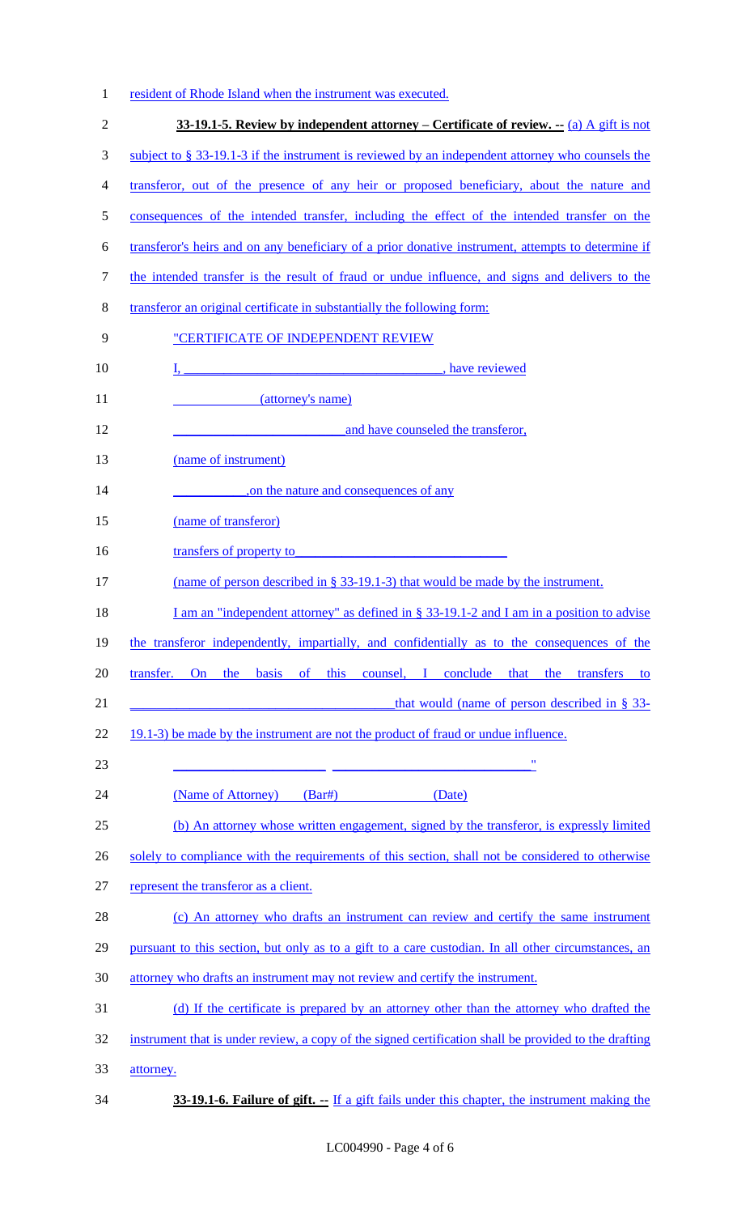resident of Rhode Island when the instrument was executed.

**33-19.1-5. Review by independent attorney – Certificate of review. --** (a) A gift is not subject to § 33-19.1-3 if the instrument is reviewed by an independent attorney who counsels the transferor, out of the presence of any heir or proposed beneficiary, about the nature and consequences of the intended transfer, including the effect of the intended transfer on the transferor's heirs and on any beneficiary of a prior donative instrument, attempts to determine if the intended transfer is the result of fraud or undue influence, and signs and delivers to the transferor an original certificate in substantially the following form:

"CERTIFICATE OF INDEPENDENT REVIEW

I, ________________________________________, have reviewed
(attorney's name)

___________________________ and have counseled the transferor,
(name of instrument)

____________, on the nature and consequences of any
(name of transferor)

transfers of property to________________________________
(name of person described in § 33-19.1-3) that would be made by the instrument.

I am an "independent attorney" as defined in § 33-19.1-2 and I am in a position to advise the transferor independently, impartially, and confidentially as to the consequences of the transfer. On the basis of this counsel, I conclude that the transfers to ________________________________________ that would (name of person described in § 33-19.1-3) be made by the instrument are not the product of fraud or undue influence.

________________________ ________________________________"
(Name of Attorney) (Bar#) (Date)

(b) An attorney whose written engagement, signed by the transferor, is expressly limited solely to compliance with the requirements of this section, shall not be considered to otherwise represent the transferor as a client.

(c) An attorney who drafts an instrument can review and certify the same instrument pursuant to this section, but only as to a gift to a care custodian. In all other circumstances, an attorney who drafts an instrument may not review and certify the instrument.

(d) If the certificate is prepared by an attorney other than the attorney who drafted the instrument that is under review, a copy of the signed certification shall be provided to the drafting attorney.

**33-19.1-6. Failure of gift. --** If a gift fails under this chapter, the instrument making the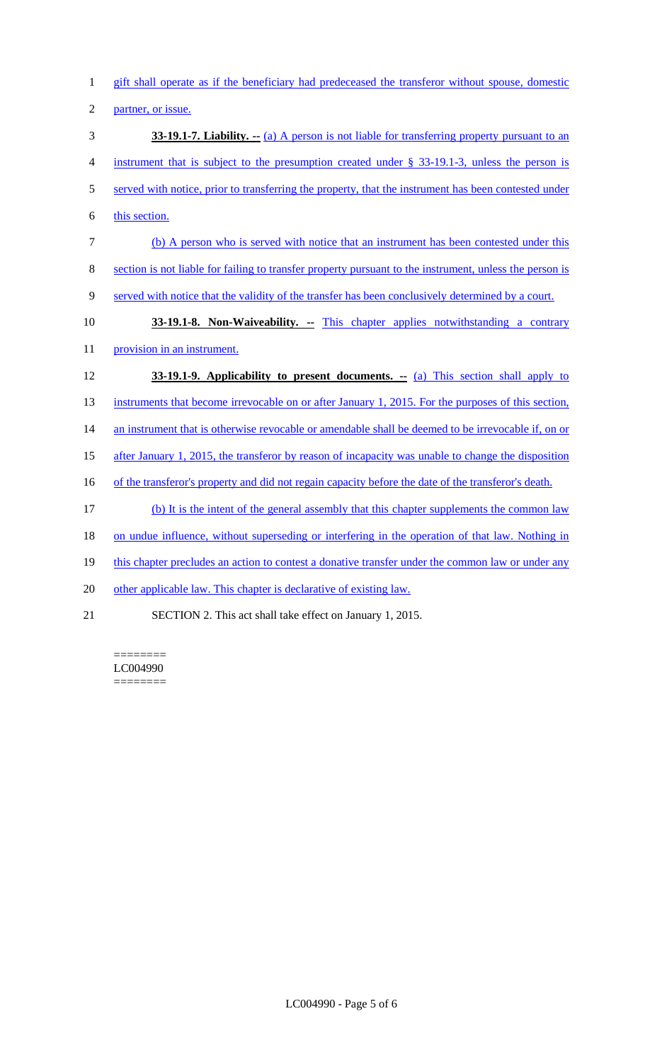gift shall operate as if the beneficiary had predeceased the transferor without spouse, domestic partner, or issue.

**33-19.1-7. Liability. --** (a) A person is not liable for transferring property pursuant to an instrument that is subject to the presumption created under § 33-19.1-3, unless the person is served with notice, prior to transferring the property, that the instrument has been contested under this section.

(b) A person who is served with notice that an instrument has been contested under this section is not liable for failing to transfer property pursuant to the instrument, unless the person is served with notice that the validity of the transfer has been conclusively determined by a court.

**33-19.1-8. Non-Waiveability. --** This chapter applies notwithstanding a contrary provision in an instrument.

**33-19.1-9. Applicability to present documents. --** (a) This section shall apply to instruments that become irrevocable on or after January 1, 2015. For the purposes of this section, an instrument that is otherwise revocable or amendable shall be deemed to be irrevocable if, on or after January 1, 2015, the transferor by reason of incapacity was unable to change the disposition of the transferor's property and did not regain capacity before the date of the transferor's death.

(b) It is the intent of the general assembly that this chapter supplements the common law on undue influence, without superseding or interfering in the operation of that law. Nothing in this chapter precludes an action to contest a donative transfer under the common law or under any other applicable law. This chapter is declarative of existing law.

SECTION 2. This act shall take effect on January 1, 2015.

========
LC004990
========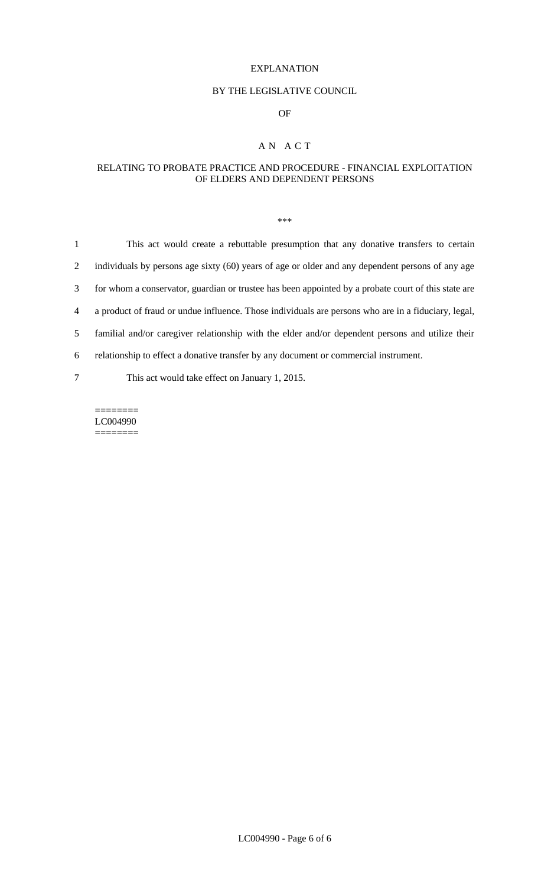EXPLANATION

BY THE LEGISLATIVE COUNCIL

OF

A N A C T

RELATING TO PROBATE PRACTICE AND PROCEDURE - FINANCIAL EXPLOITATION OF ELDERS AND DEPENDENT PERSONS

\*\*\*

This act would create a rebuttable presumption that any donative transfers to certain individuals by persons age sixty (60) years of age or older and any dependent persons of any age for whom a conservator, guardian or trustee has been appointed by a probate court of this state are a product of fraud or undue influence. Those individuals are persons who are in a fiduciary, legal, familial and/or caregiver relationship with the elder and/or dependent persons and utilize their relationship to effect a donative transfer by any document or commercial instrument.

This act would take effect on January 1, 2015.

LC004990